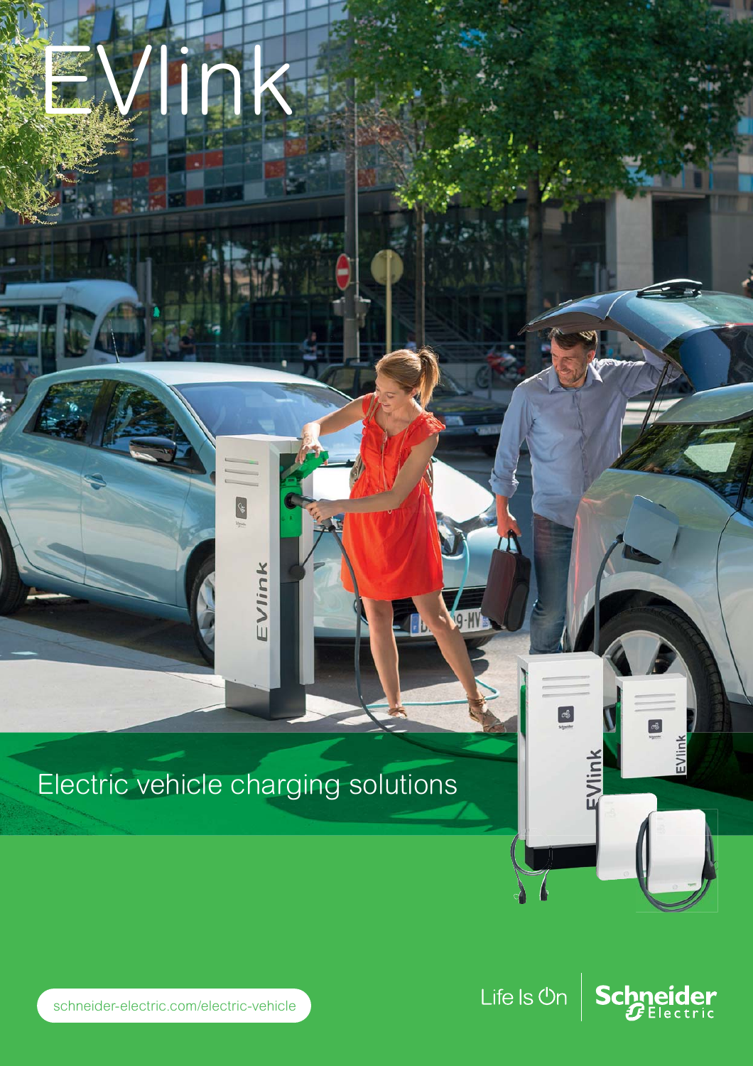# EVlink

Electric vehicle charging solutions

schneider-electric.com/electric-vehicle

Life Is On | Schneider Electric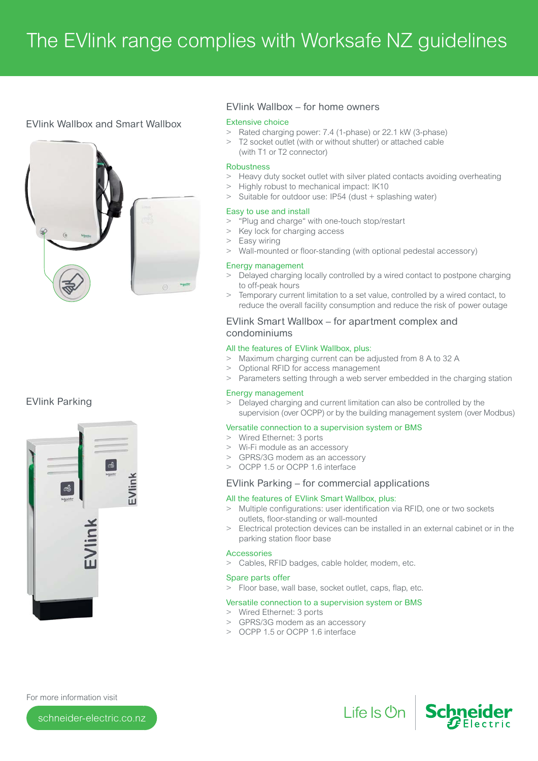# The EVlink range complies with Worksafe NZ guidelines

EVlink Wallbox and Smart Wallbox

EVlink Parking

## EVlink Wallbox – for home owners

### Extensive choice

- Rated charging power: 7.4 (1-phase) or 22.1 kW (3-phase)
- T2 socket outlet (with or without shutter) or attached cable (with T1 or T2 connector)

### Robustness

- Heavy duty socket outlet with silver plated contacts avoiding overheating
- Highly robust to mechanical impact: IK10
- Suitable for outdoor use: IP54 (dust + splashing water)

### Easy to use and install

- "Plug and charge" with one-touch stop/restart
- Key lock for charging access
- Easy wiring
- Wall-mounted or floor-standing (with optional pedestal accessory)

### Energy management

- Delayed charging locally controlled by a wired contact to postpone charging to off-peak hours
- Temporary current limitation to a set value, controlled by a wired contact, to reduce the overall facility consumption and reduce the risk of power outage

## EVlink Smart Wallbox – for apartment complex and condominiums

### All the features of EVlink Wallbox, plus:

- Maximum charging current can be adjusted from 8 A to 32 A
- Optional RFID for access management
- Parameters setting through a web server embedded in the charging station

### Energy management

- Delayed charging and current limitation can also be controlled by the supervision (over OCPP) or by the building management system (over Modbus)

### Versatile connection to a supervision system or BMS

- Wired Ethernet: 3 ports
- Wi-Fi module as an accessory
- GPRS/3G modem as an accessory
- OCPP 1.5 or OCPP 1.6 interface

## EVlink Parking – for commercial applications

### All the features of EVlink Smart Wallbox, plus:

- Multiple configurations: user identification via RFID, one or two sockets outlets, floor-standing or wall-mounted
- Electrical protection devices can be installed in an external cabinet or in the parking station floor base

### Accessories

- Cables, RFID badges, cable holder, modem, etc.

### Spare parts offer

- Floor base, wall base, socket outlet, caps, flap, etc.

### Versatile connection to a supervision system or BMS

- Wired Ethernet: 3 ports
- GPRS/3G modem as an accessory
- OCPP 1.5 or OCPP 1.6 interface

For more information visit

schneider-electric.co.nz

Life Is On | Schneider Electric